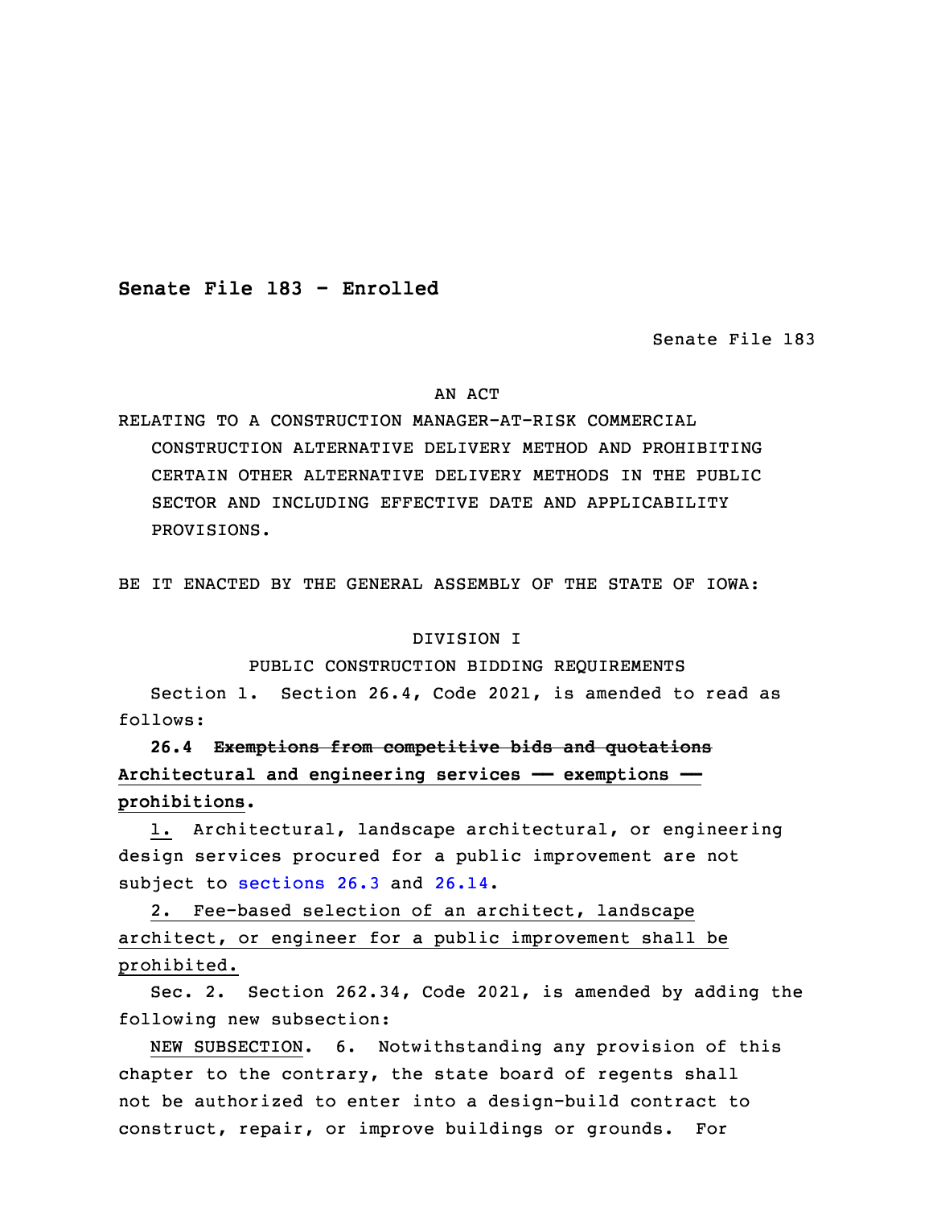**Senate File 183 - Enrolled**

Senate File 183

AN ACT

RELATING TO A CONSTRUCTION MANAGER-AT-RISK COMMERCIAL CONSTRUCTION ALTERNATIVE DELIVERY METHOD AND PROHIBITING CERTAIN OTHER ALTERNATIVE DELIVERY METHODS IN THE PUBLIC SECTOR AND INCLUDING EFFECTIVE DATE AND APPLICABILITY PROVISIONS.

BE IT ENACTED BY THE GENERAL ASSEMBLY OF THE STATE OF IOWA:

DIVISION I

PUBLIC CONSTRUCTION BIDDING REQUIREMENTS

Section 1. Section 26.4, Code 2021, is amended to read as follows:

**26.4 ~~Exemptions from competitive bids and quotations~~ Architectural and engineering services — exemptions — prohibitions.**

1. Architectural, landscape architectural, or engineering design services procured for a public improvement are not subject to sections 26.3 and 26.14.

2. Fee-based selection of an architect, landscape architect, or engineer for a public improvement shall be prohibited.

Sec. 2. Section 262.34, Code 2021, is amended by adding the following new subsection:

NEW SUBSECTION. 6. Notwithstanding any provision of this chapter to the contrary, the state board of regents shall not be authorized to enter into a design-build contract to construct, repair, or improve buildings or grounds. For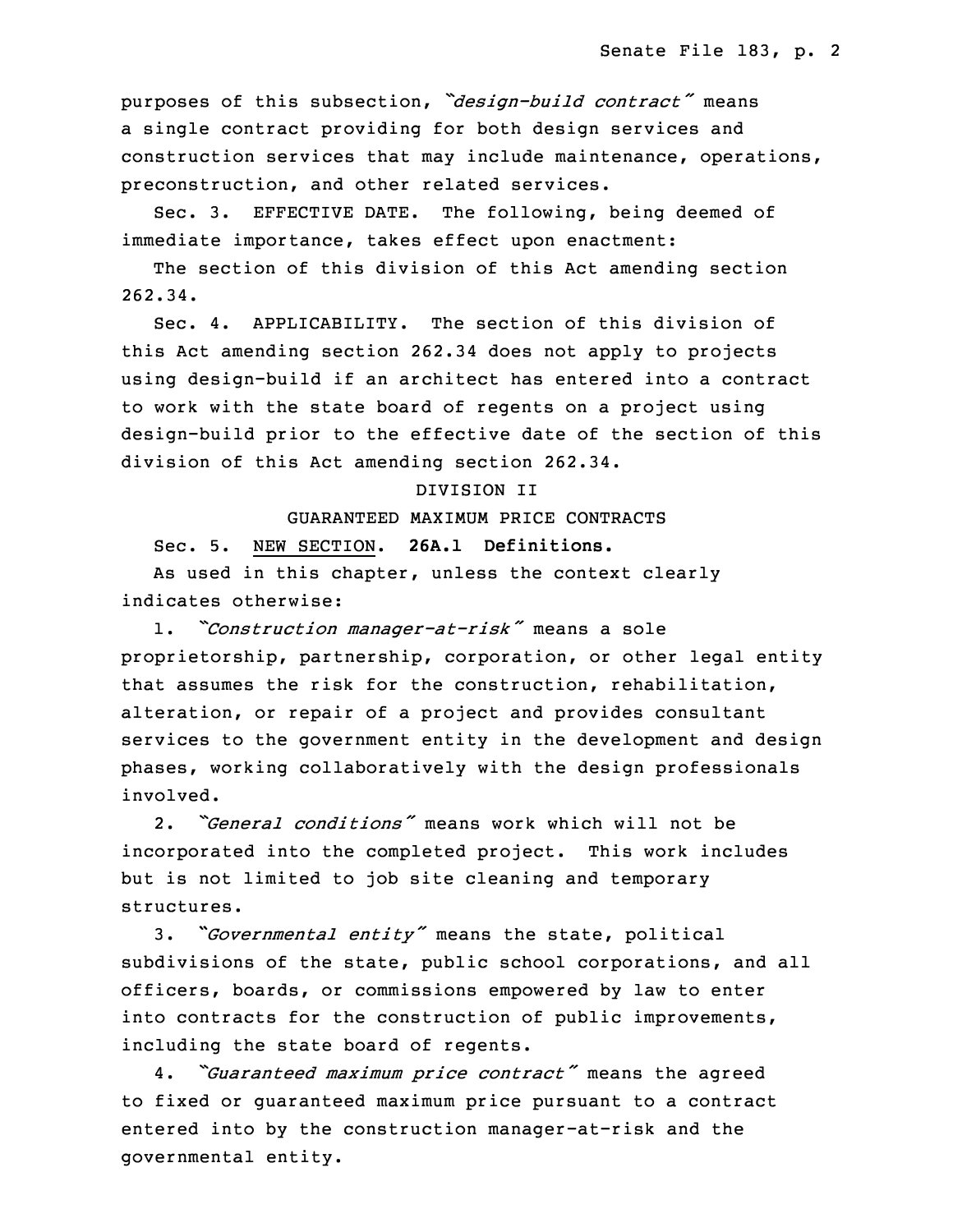purposes of this subsection, *"design-build contract"* means a single contract providing for both design services and construction services that may include maintenance, operations, preconstruction, and other related services.

Sec. 3. EFFECTIVE DATE. The following, being deemed of immediate importance, takes effect upon enactment:

The section of this division of this Act amending section 262.34.

Sec. 4. APPLICABILITY. The section of this division of this Act amending section 262.34 does not apply to projects using design-build if an architect has entered into a contract to work with the state board of regents on a project using design-build prior to the effective date of the section of this division of this Act amending section 262.34.

DIVISION II

GUARANTEED MAXIMUM PRICE CONTRACTS

Sec. 5. NEW SECTION. **26A.1 Definitions.**

As used in this chapter, unless the context clearly indicates otherwise:

1. *"Construction manager-at-risk"* means a sole proprietorship, partnership, corporation, or other legal entity that assumes the risk for the construction, rehabilitation, alteration, or repair of a project and provides consultant services to the government entity in the development and design phases, working collaboratively with the design professionals involved.

2. *"General conditions"* means work which will not be incorporated into the completed project. This work includes but is not limited to job site cleaning and temporary structures.

3. *"Governmental entity"* means the state, political subdivisions of the state, public school corporations, and all officers, boards, or commissions empowered by law to enter into contracts for the construction of public improvements, including the state board of regents.

4. *"Guaranteed maximum price contract"* means the agreed to fixed or guaranteed maximum price pursuant to a contract entered into by the construction manager-at-risk and the governmental entity.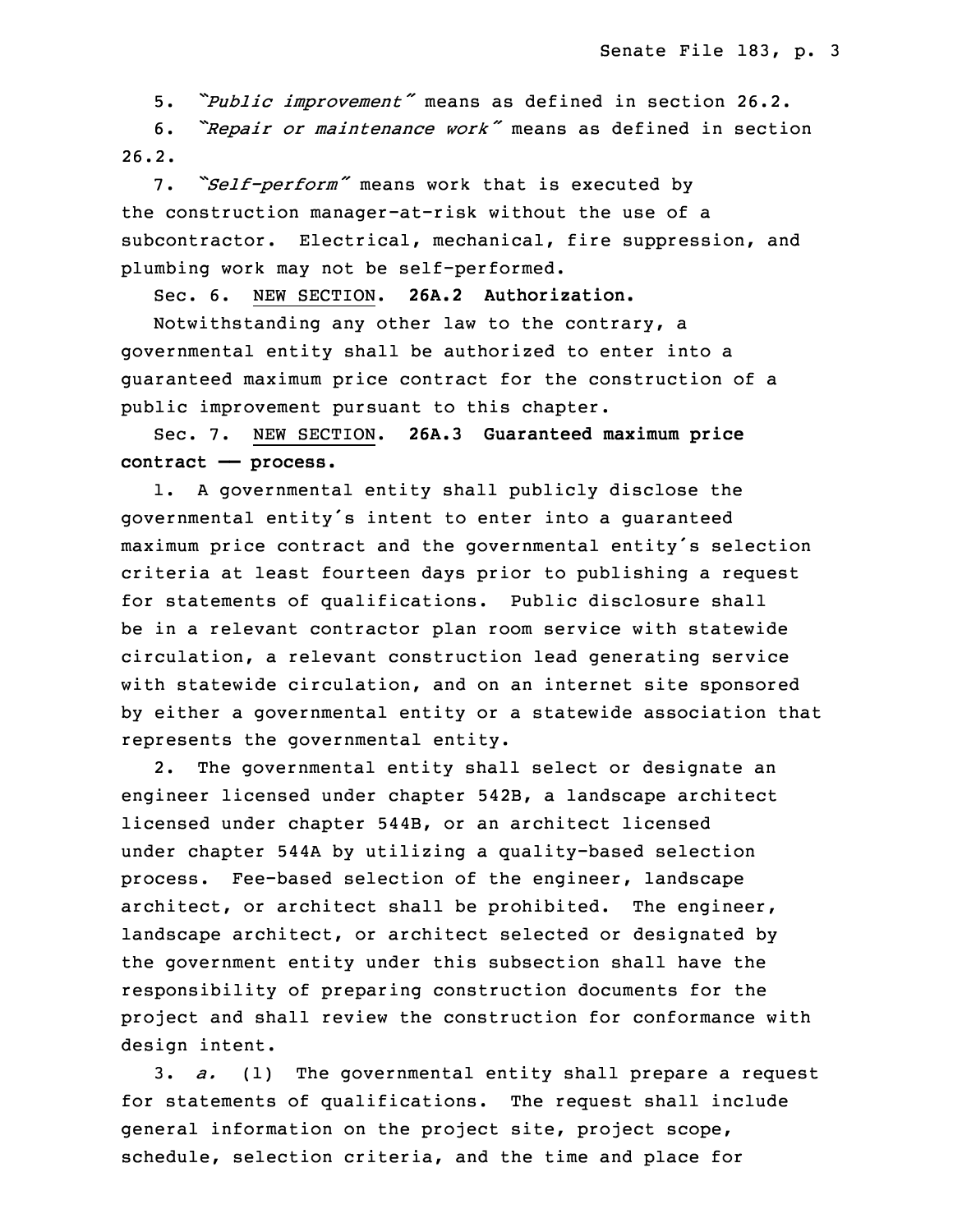5. *"Public improvement"* means as defined in section 26.2.

6. *"Repair or maintenance work"* means as defined in section 26.2.

7. *"Self-perform"* means work that is executed by the construction manager-at-risk without the use of a subcontractor. Electrical, mechanical, fire suppression, and plumbing work may not be self-performed.

Sec. 6. NEW SECTION. **26A.2 Authorization.**

Notwithstanding any other law to the contrary, a governmental entity shall be authorized to enter into a guaranteed maximum price contract for the construction of a public improvement pursuant to this chapter.

Sec. 7. NEW SECTION. **26A.3 Guaranteed maximum price contract —— process.**

1. A governmental entity shall publicly disclose the governmental entity's intent to enter into a guaranteed maximum price contract and the governmental entity's selection criteria at least fourteen days prior to publishing a request for statements of qualifications. Public disclosure shall be in a relevant contractor plan room service with statewide circulation, a relevant construction lead generating service with statewide circulation, and on an internet site sponsored by either a governmental entity or a statewide association that represents the governmental entity.

2. The governmental entity shall select or designate an engineer licensed under chapter 542B, a landscape architect licensed under chapter 544B, or an architect licensed under chapter 544A by utilizing a quality-based selection process. Fee-based selection of the engineer, landscape architect, or architect shall be prohibited. The engineer, landscape architect, or architect selected or designated by the government entity under this subsection shall have the responsibility of preparing construction documents for the project and shall review the construction for conformance with design intent.

3. *a.* (1) The governmental entity shall prepare a request for statements of qualifications. The request shall include general information on the project site, project scope, schedule, selection criteria, and the time and place for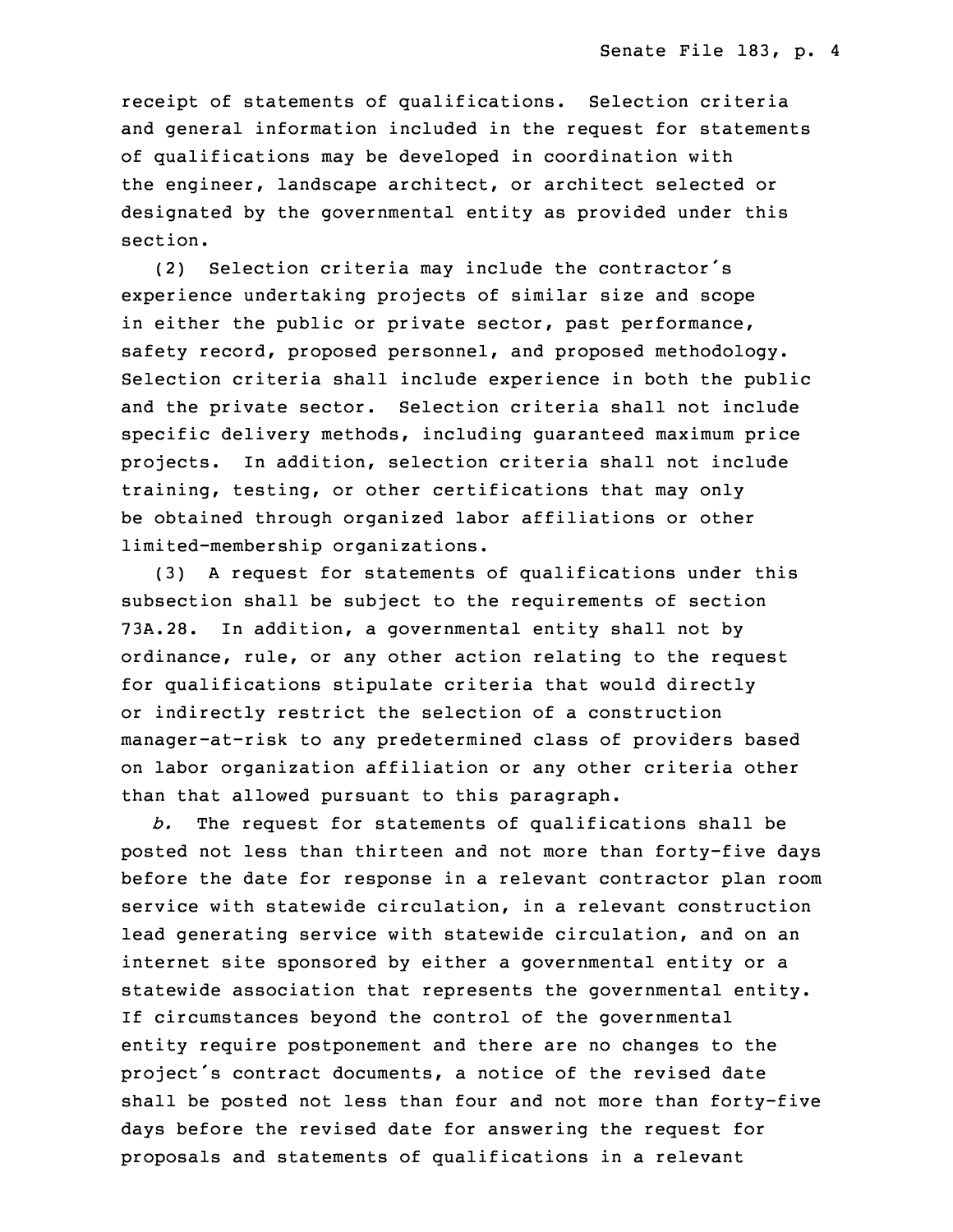receipt of statements of qualifications. Selection criteria and general information included in the request for statements of qualifications may be developed in coordination with the engineer, landscape architect, or architect selected or designated by the governmental entity as provided under this section.

(2) Selection criteria may include the contractor's experience undertaking projects of similar size and scope in either the public or private sector, past performance, safety record, proposed personnel, and proposed methodology. Selection criteria shall include experience in both the public and the private sector. Selection criteria shall not include specific delivery methods, including guaranteed maximum price projects. In addition, selection criteria shall not include training, testing, or other certifications that may only be obtained through organized labor affiliations or other limited-membership organizations.

(3) A request for statements of qualifications under this subsection shall be subject to the requirements of section 73A.28. In addition, a governmental entity shall not by ordinance, rule, or any other action relating to the request for qualifications stipulate criteria that would directly or indirectly restrict the selection of a construction manager-at-risk to any predetermined class of providers based on labor organization affiliation or any other criteria other than that allowed pursuant to this paragraph.

*b.* The request for statements of qualifications shall be posted not less than thirteen and not more than forty-five days before the date for response in a relevant contractor plan room service with statewide circulation, in a relevant construction lead generating service with statewide circulation, and on an internet site sponsored by either a governmental entity or a statewide association that represents the governmental entity. If circumstances beyond the control of the governmental entity require postponement and there are no changes to the project's contract documents, a notice of the revised date shall be posted not less than four and not more than forty-five days before the revised date for answering the request for proposals and statements of qualifications in a relevant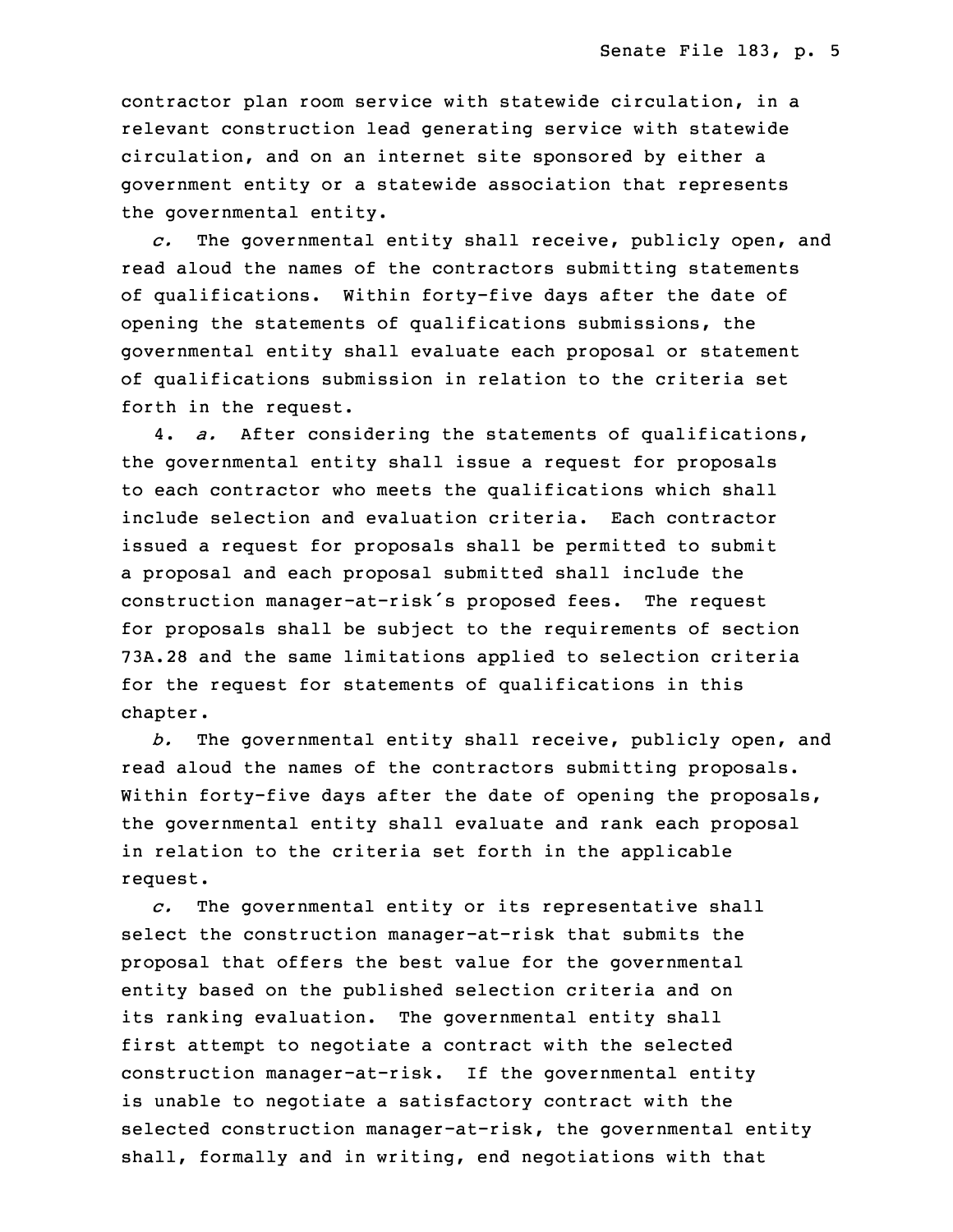contractor plan room service with statewide circulation, in a relevant construction lead generating service with statewide circulation, and on an internet site sponsored by either a government entity or a statewide association that represents the governmental entity.

*c.* The governmental entity shall receive, publicly open, and read aloud the names of the contractors submitting statements of qualifications. Within forty-five days after the date of opening the statements of qualifications submissions, the governmental entity shall evaluate each proposal or statement of qualifications submission in relation to the criteria set forth in the request.

4. *a.* After considering the statements of qualifications, the governmental entity shall issue a request for proposals to each contractor who meets the qualifications which shall include selection and evaluation criteria. Each contractor issued a request for proposals shall be permitted to submit a proposal and each proposal submitted shall include the construction manager-at-risk's proposed fees. The request for proposals shall be subject to the requirements of section 73A.28 and the same limitations applied to selection criteria for the request for statements of qualifications in this chapter.

*b.* The governmental entity shall receive, publicly open, and read aloud the names of the contractors submitting proposals. Within forty-five days after the date of opening the proposals, the governmental entity shall evaluate and rank each proposal in relation to the criteria set forth in the applicable request.

*c.* The governmental entity or its representative shall select the construction manager-at-risk that submits the proposal that offers the best value for the governmental entity based on the published selection criteria and on its ranking evaluation. The governmental entity shall first attempt to negotiate a contract with the selected construction manager-at-risk. If the governmental entity is unable to negotiate a satisfactory contract with the selected construction manager-at-risk, the governmental entity shall, formally and in writing, end negotiations with that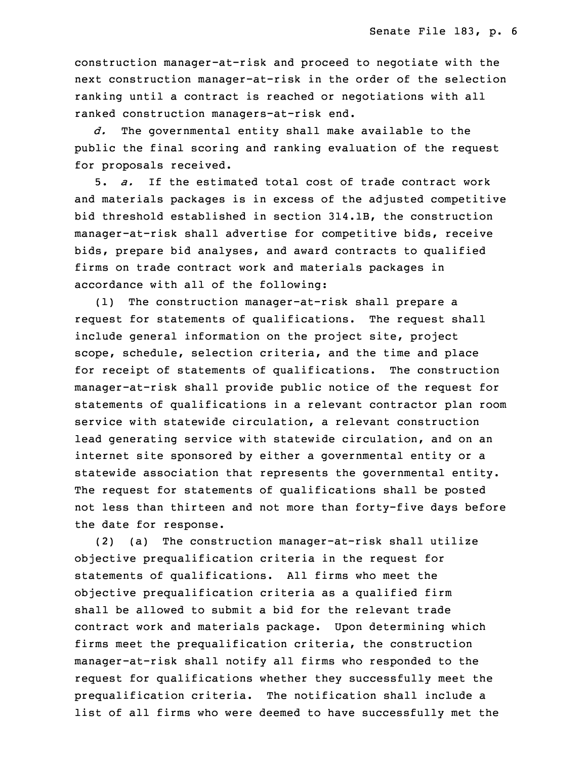construction manager-at-risk and proceed to negotiate with the next construction manager-at-risk in the order of the selection ranking until a contract is reached or negotiations with all ranked construction managers-at-risk end.

*d.* The governmental entity shall make available to the public the final scoring and ranking evaluation of the request for proposals received.

5. *a.* If the estimated total cost of trade contract work and materials packages is in excess of the adjusted competitive bid threshold established in section 314.1B, the construction manager-at-risk shall advertise for competitive bids, receive bids, prepare bid analyses, and award contracts to qualified firms on trade contract work and materials packages in accordance with all of the following:

(1) The construction manager-at-risk shall prepare a request for statements of qualifications. The request shall include general information on the project site, project scope, schedule, selection criteria, and the time and place for receipt of statements of qualifications. The construction manager-at-risk shall provide public notice of the request for statements of qualifications in a relevant contractor plan room service with statewide circulation, a relevant construction lead generating service with statewide circulation, and on an internet site sponsored by either a governmental entity or a statewide association that represents the governmental entity. The request for statements of qualifications shall be posted not less than thirteen and not more than forty-five days before the date for response.

(2) (a) The construction manager-at-risk shall utilize objective prequalification criteria in the request for statements of qualifications. All firms who meet the objective prequalification criteria as a qualified firm shall be allowed to submit a bid for the relevant trade contract work and materials package. Upon determining which firms meet the prequalification criteria, the construction manager-at-risk shall notify all firms who responded to the request for qualifications whether they successfully meet the prequalification criteria. The notification shall include a list of all firms who were deemed to have successfully met the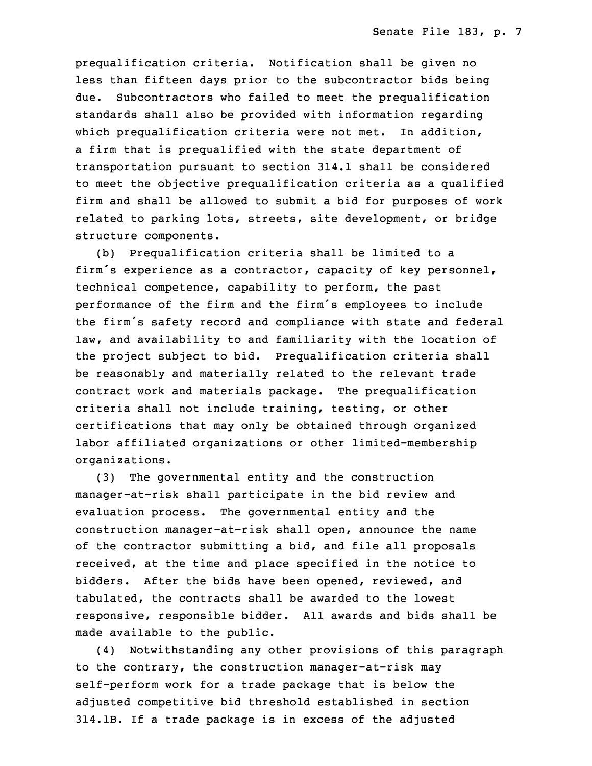prequalification criteria. Notification shall be given no less than fifteen days prior to the subcontractor bids being due. Subcontractors who failed to meet the prequalification standards shall also be provided with information regarding which prequalification criteria were not met. In addition, a firm that is prequalified with the state department of transportation pursuant to section 314.1 shall be considered to meet the objective prequalification criteria as a qualified firm and shall be allowed to submit a bid for purposes of work related to parking lots, streets, site development, or bridge structure components.

(b) Prequalification criteria shall be limited to a firm's experience as a contractor, capacity of key personnel, technical competence, capability to perform, the past performance of the firm and the firm's employees to include the firm's safety record and compliance with state and federal law, and availability to and familiarity with the location of the project subject to bid. Prequalification criteria shall be reasonably and materially related to the relevant trade contract work and materials package. The prequalification criteria shall not include training, testing, or other certifications that may only be obtained through organized labor affiliated organizations or other limited-membership organizations.

(3) The governmental entity and the construction manager-at-risk shall participate in the bid review and evaluation process. The governmental entity and the construction manager-at-risk shall open, announce the name of the contractor submitting a bid, and file all proposals received, at the time and place specified in the notice to bidders. After the bids have been opened, reviewed, and tabulated, the contracts shall be awarded to the lowest responsive, responsible bidder. All awards and bids shall be made available to the public.

(4) Notwithstanding any other provisions of this paragraph to the contrary, the construction manager-at-risk may self-perform work for a trade package that is below the adjusted competitive bid threshold established in section 314.1B. If a trade package is in excess of the adjusted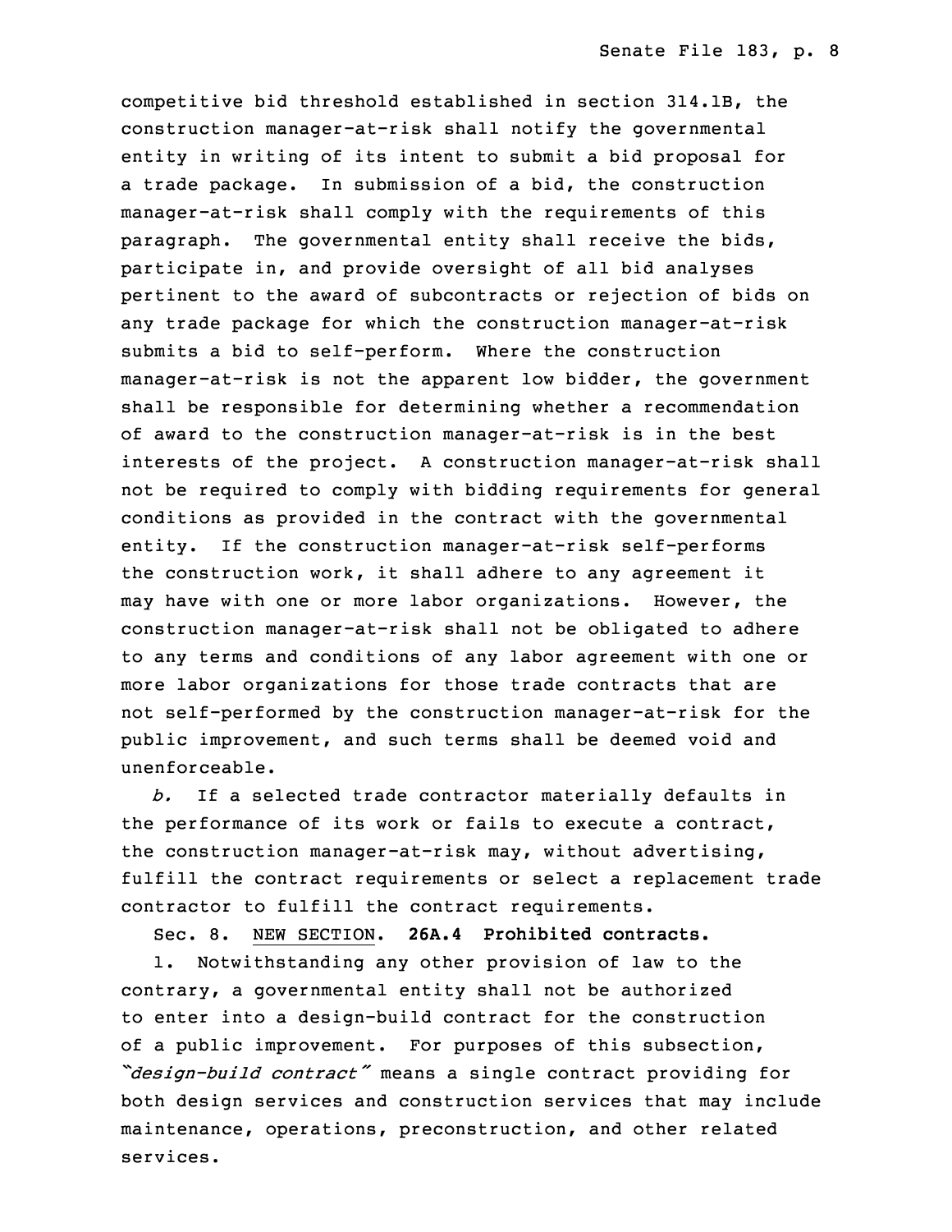competitive bid threshold established in section 314.1B, the construction manager-at-risk shall notify the governmental entity in writing of its intent to submit a bid proposal for a trade package. In submission of a bid, the construction manager-at-risk shall comply with the requirements of this paragraph. The governmental entity shall receive the bids, participate in, and provide oversight of all bid analyses pertinent to the award of subcontracts or rejection of bids on any trade package for which the construction manager-at-risk submits a bid to self-perform. Where the construction manager-at-risk is not the apparent low bidder, the government shall be responsible for determining whether a recommendation of award to the construction manager-at-risk is in the best interests of the project. A construction manager-at-risk shall not be required to comply with bidding requirements for general conditions as provided in the contract with the governmental entity. If the construction manager-at-risk self-performs the construction work, it shall adhere to any agreement it may have with one or more labor organizations. However, the construction manager-at-risk shall not be obligated to adhere to any terms and conditions of any labor agreement with one or more labor organizations for those trade contracts that are not self-performed by the construction manager-at-risk for the public improvement, and such terms shall be deemed void and unenforceable.

*b.* If a selected trade contractor materially defaults in the performance of its work or fails to execute a contract, the construction manager-at-risk may, without advertising, fulfill the contract requirements or select a replacement trade contractor to fulfill the contract requirements.

Sec. 8. NEW SECTION. **26A.4 Prohibited contracts.**

1. Notwithstanding any other provision of law to the contrary, a governmental entity shall not be authorized to enter into a design-build contract for the construction of a public improvement. For purposes of this subsection, *"design-build contract"* means a single contract providing for both design services and construction services that may include maintenance, operations, preconstruction, and other related services.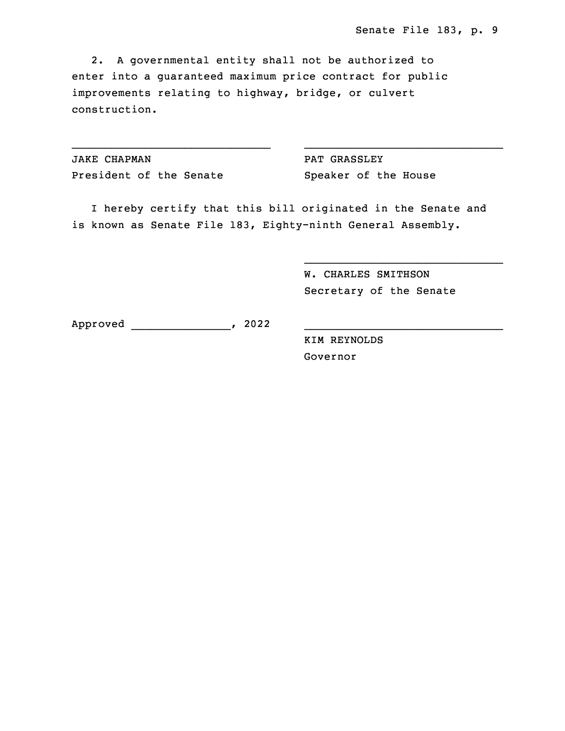2. A governmental entity shall not be authorized to enter into a guaranteed maximum price contract for public improvements relating to highway, bridge, or culvert construction.

______________________________
JAKE CHAPMAN
President of the Senate

______________________________
PAT GRASSLEY
Speaker of the House

I hereby certify that this bill originated in the Senate and is known as Senate File 183, Eighty-ninth General Assembly.

______________________________
W. CHARLES SMITHSON
Secretary of the Senate

Approved _______________, 2022

______________________________
KIM REYNOLDS
Governor